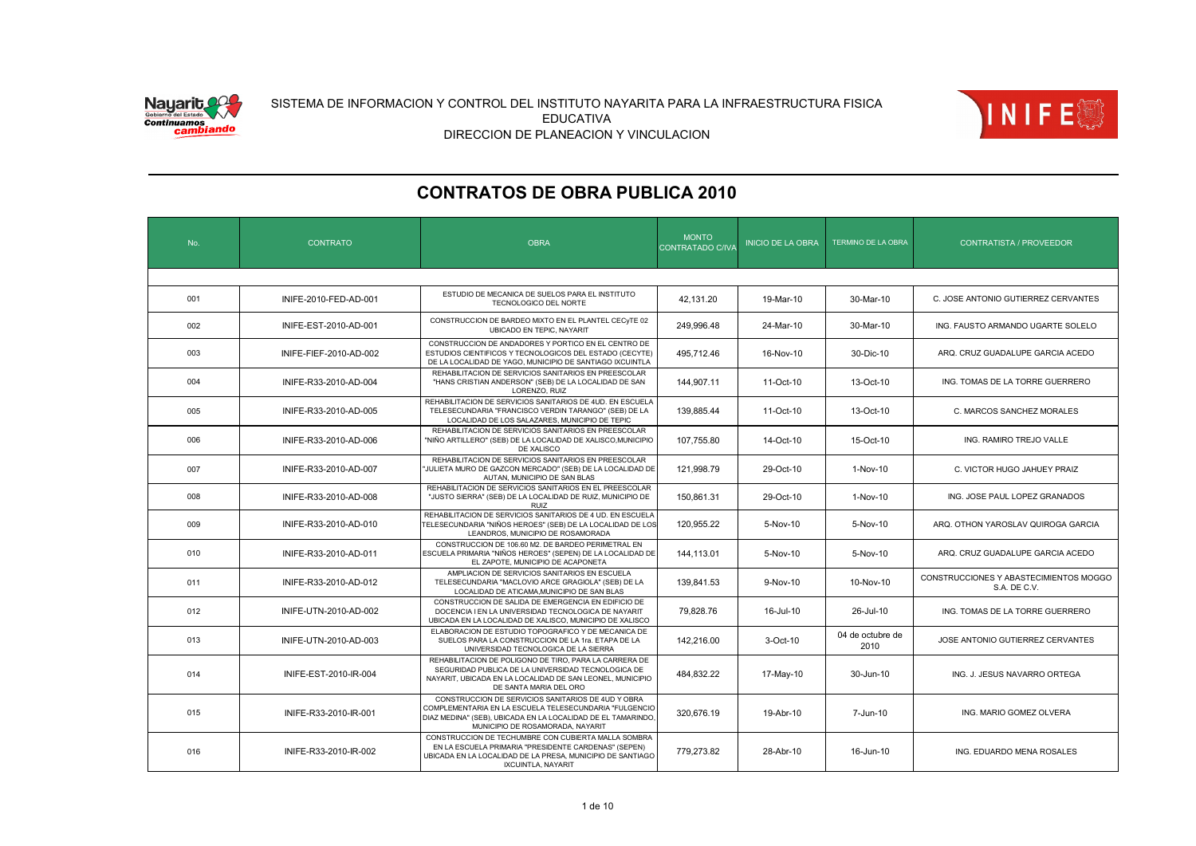SISTEMA DE INFORMACION Y CONTROL DEL INSTITUTO NAYARITA PARA LA INFRAESTRUCTURA FISICA EDUCATIVA
DIRECCION DE PLANEACION Y VINCULACION

# CONTRATOS DE OBRA PUBLICA 2010

| No. | CONTRATO | OBRA | MONTO CONTRATADO C/IVA | INICIO DE LA OBRA | TERMINO DE LA OBRA | CONTRATISTA / PROVEEDOR |
|---|---|---|---|---|---|---|
| 001 | INIFE-2010-FED-AD-001 | ESTUDIO DE MECANICA DE SUELOS PARA EL INSTITUTO TECNOLOGICO DEL NORTE | 42,131.20 | 19-Mar-10 | 30-Mar-10 | C. JOSE ANTONIO GUTIERREZ CERVANTES |
| 002 | INIFE-EST-2010-AD-001 | CONSTRUCCION DE BARDEO MIXTO EN EL PLANTEL CECyTE 02 UBICADO EN TEPIC, NAYARIT | 249,996.48 | 24-Mar-10 | 30-Mar-10 | ING. FAUSTO ARMANDO UGARTE SOLELO |
| 003 | INIFE-FIEF-2010-AD-002 | CONSTRUCCION DE ANDADORES Y PORTICO EN EL CENTRO DE ESTUDIOS CIENTIFICOS Y TECNOLOGICOS DEL ESTADO (CECYTE) DE LA LOCALIDAD DE YAGO, MUNICIPIO DE SANTIAGO IXCUINTLA | 495,712.46 | 16-Nov-10 | 30-Dic-10 | ARQ. CRUZ GUADALUPE GARCIA ACEDO |
| 004 | INIFE-R33-2010-AD-004 | REHABILITACION DE SERVICIOS SANITARIOS EN PREESCOLAR "HANS CRISTIAN ANDERSON" (SEB) DE LA LOCALIDAD DE SAN LORENZO, RUIZ | 144,907.11 | 11-Oct-10 | 13-Oct-10 | ING. TOMAS DE LA TORRE GUERRERO |
| 005 | INIFE-R33-2010-AD-005 | REHABILITACION DE SERVICIOS SANITARIOS DE 4UD. EN ESCUELA TELESECUNDARIA "FRANCISCO VERDIN TARANGO" (SEB) DE LA LOCALIDAD DE LOS SALAZARES, MUNICIPIO DE TEPIC | 139,885.44 | 11-Oct-10 | 13-Oct-10 | C. MARCOS SANCHEZ MORALES |
| 006 | INIFE-R33-2010-AD-006 | REHABILITACION DE SERVICIOS SANITARIOS EN PREESCOLAR "NIÑO ARTILLERO" (SEB) DE LA LOCALIDAD DE XALISCO,MUNICIPIO DE XALISCO | 107,755.80 | 14-Oct-10 | 15-Oct-10 | ING. RAMIRO TREJO VALLE |
| 007 | INIFE-R33-2010-AD-007 | REHABILITACION DE SERVICIOS SANITARIOS EN PREESCOLAR "JULIETA MURO DE GAZCON MERCADO" (SEB) DE LA LOCALIDAD DE AUTAN, MUNICIPIO DE SAN BLAS | 121,998.79 | 29-Oct-10 | 1-Nov-10 | C. VICTOR HUGO JAHUEY PRAIZ |
| 008 | INIFE-R33-2010-AD-008 | REHABILITACION DE SERVICIOS SANITARIOS EN EL PREESCOLAR "JUSTO SIERRA" (SEB) DE LA LOCALIDAD DE RUIZ, MUNICIPIO DE RUIZ | 150,861.31 | 29-Oct-10 | 1-Nov-10 | ING. JOSE PAUL LOPEZ GRANADOS |
| 009 | INIFE-R33-2010-AD-010 | REHABILITACION DE SERVICIOS SANITARIOS DE 4 UD. EN ESCUELA TELESECUNDARIA "NIÑOS HEROES" (SEB) DE LA LOCALIDAD DE LOS LEANDROS, MUNICIPIO DE ROSAMORADA | 120,955.22 | 5-Nov-10 | 5-Nov-10 | ARQ. OTHON YAROSLAV QUIROGA GARCIA |
| 010 | INIFE-R33-2010-AD-011 | CONSTRUCCION DE 106.60 M2. DE BARDEO PERIMETRAL EN ESCUELA PRIMARIA "NIÑOS HEROES" (SEPEN) DE LA LOCALIDAD DE EL ZAPOTE, MUNICIPIO DE ACAPONETA | 144,113.01 | 5-Nov-10 | 5-Nov-10 | ARQ. CRUZ GUADALUPE GARCIA ACEDO |
| 011 | INIFE-R33-2010-AD-012 | AMPLIACION DE SERVICIOS SANITARIOS EN ESCUELA TELESECUNDARIA "MACLOVIO ARCE GRAGIOLA" (SEB) DE LA LOCALIDAD DE ATICAMA,MUNICIPIO DE SAN BLAS | 139,841.53 | 9-Nov-10 | 10-Nov-10 | CONSTRUCCIONES Y ABASTECIMIENTOS MOGGO S.A. DE C.V. |
| 012 | INIFE-UTN-2010-AD-002 | CONSTRUCCION DE SALIDA DE EMERGENCIA EN EDIFICIO DE DOCENCIA I EN LA UNIVERSIDAD TECNOLOGICA DE NAYARIT UBICADA EN LA LOCALIDAD DE XALISCO, MUNICIPIO DE XALISCO | 79,828.76 | 16-Jul-10 | 26-Jul-10 | ING. TOMAS DE LA TORRE GUERRERO |
| 013 | INIFE-UTN-2010-AD-003 | ELABORACION DE ESTUDIO TOPOGRAFICO Y DE MECANICA DE SUELOS PARA LA CONSTRUCCION DE LA 1ra. ETAPA DE LA UNIVERSIDAD TECNOLOGICA DE LA SIERRA | 142,216.00 | 3-Oct-10 | 04 de octubre de 2010 | JOSE ANTONIO GUTIERREZ CERVANTES |
| 014 | INIFE-EST-2010-IR-004 | REHABILITACION DE POLIGONO DE TIRO, PARA LA CARRERA DE SEGURIDAD PUBLICA DE LA UNIVERSIDAD TECNOLOGICA DE NAYARIT, UBICADA EN LA LOCALIDAD DE SAN LEONEL, MUNICIPIO DE SANTA MARIA DEL ORO | 484,832.22 | 17-May-10 | 30-Jun-10 | ING. J. JESUS NAVARRO ORTEGA |
| 015 | INIFE-R33-2010-IR-001 | CONSTRUCCION DE SERVICIOS SANITARIOS DE 4UD Y OBRA COMPLEMENTARIA EN LA ESCUELA TELESECUNDARIA "FULGENCIO DIAZ MEDINA" (SEB), UBICADA EN LA LOCALIDAD DE EL TAMARINDO, MUNICIPIO DE ROSAMORADA, NAYARIT | 320,676.19 | 19-Abr-10 | 7-Jun-10 | ING. MARIO GOMEZ OLVERA |
| 016 | INIFE-R33-2010-IR-002 | CONSTRUCCION DE TECHUMBRE CON CUBIERTA MALLA SOMBRA EN LA ESCUELA PRIMARIA "PRESIDENTE CARDENAS" (SEPEN) UBICADA EN LA LOCALIDAD DE LA PRESA, MUNICIPIO DE SANTIAGO IXCUINTLA, NAYARIT | 779,273.82 | 28-Abr-10 | 16-Jun-10 | ING. EDUARDO MENA ROSALES |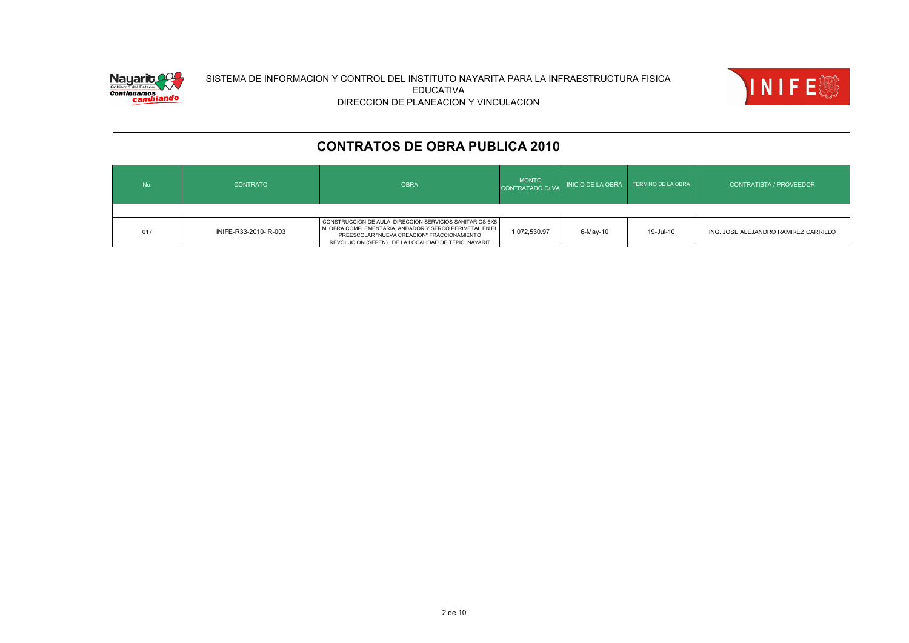SISTEMA DE INFORMACION Y CONTROL DEL INSTITUTO NAYARITA PARA LA INFRAESTRUCTURA FISICA EDUCATIVA
DIRECCION DE PLANEACION Y VINCULACION

# CONTRATOS DE OBRA PUBLICA 2010

| No. | CONTRATO | OBRA | MONTO CONTRATADO C/IVA | INICIO DE LA OBRA | TERMINO DE LA OBRA | CONTRATISTA / PROVEEDOR |
|---|---|---|---|---|---|---|
| | | | | | | |
| 017 | INIFE-R33-2010-IR-003 | CONSTRUCCION DE AULA, DIRECCION SERVICIOS SANITARIOS 6X8 M. OBRA COMPLEMENTARIA, ANDADOR Y SERCO PERIMETAL EN EL PREESCOLAR "NUEVA CREACION" FRACCIONAMIENTO REVOLUCION (SEPEN), DE LA LOCALIDAD DE TEPIC, NAYARIT | 1,072,530.97 | 6-May-10 | 19-Jul-10 | ING. JOSE ALEJANDRO RAMIREZ CARRILLO |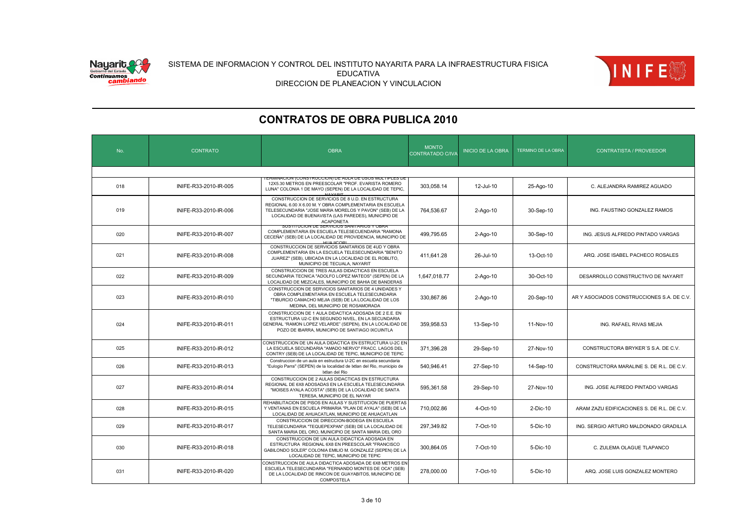SISTEMA DE INFORMACION Y CONTROL DEL INSTITUTO NAYARITA PARA LA INFRAESTRUCTURA FISICA EDUCATIVA
DIRECCION DE PLANEACION Y VINCULACION

# CONTRATOS DE OBRA PUBLICA 2010

| No. | CONTRATO | OBRA | MONTO CONTRATADO C/IVA | INICIO DE LA OBRA | TERMINO DE LA OBRA | CONTRATISTA / PROVEEDOR |
|---|---|---|---|---|---|---|
| 018 | INIFE-R33-2010-IR-005 | TERMINACION (CONSTRUCCION) DE AULA DE USOS MULTIPLES DE 12X5.30 METROS EN PREESCOLAR "PROF. EVARISTA ROMERO LUNA" COLONIA 1 DE MAYO (SEPEN) DE LA LOCALIDAD DE TEPIC, NAYARIT | 303,058.14 | 12-Jul-10 | 25-Ago-10 | C. ALEJANDRA RAMIREZ AGUADO |
| 019 | INIFE-R33-2010-IR-006 | CONSTRUCCION DE SERVICIOS DE 8 U.D. EN ESTRUCTURA REGIONAL 6.00 X 6.00 M. Y OBRA COMPLEMENTARIA EN ESCUELA TELESECUNDARIA "JOSE MARIA MORELOS Y PAVON" (SEB) DE LA LOCALIDAD DE BUENAVISTA (LAS PAREDES), MUNICIPIO DE ACAPONETA | 764,536.67 | 2-Ago-10 | 30-Sep-10 | ING. FAUSTINO GONZALEZ RAMOS |
| 020 | INIFE-R33-2010-IR-007 | SUSTITUCION DE SERVICIOS SANITARIOS Y OBRA COMPLEMENTARIA EN ESCUELA TELESECUENDARIA "RAMONA CECEÑA" (SEB) DE LA LOCALIDAD DE PROVIDENCIA, MUNICIPIO DE HUAJICORI | 499,795.65 | 2-Ago-10 | 30-Sep-10 | ING. JESUS ALFREDO PINTADO VARGAS |
| 021 | INIFE-R33-2010-IR-008 | CONSTRUCCION DE SERVICIOS SANITARIOS DE 4UD Y OBRA COMPLEMENTARIA EN LA ESCUELA TELESECUNDARIA "BENITO JUAREZ" (SEB), UBICADA EN LA LOCALIDAD DE EL ROBLITO, MUNICIPIO DE TECUALA, NAYARIT | 411,641.28 | 26-Jul-10 | 13-Oct-10 | ARQ. JOSE ISABEL PACHECO ROSALES |
| 022 | INIFE-R33-2010-IR-009 | CONSTRUCCION DE TRES AULAS DIDACTICAS EN ESCUELA SECUNDARIA TECNICA "ADOLFO LOPEZ MATEOS" (SEPEN) DE LA LOCALIDAD DE MEZCALES, MUNICIPIO DE BAHIA DE BANDERAS | 1,647,018.77 | 2-Ago-10 | 30-Oct-10 | DESARROLLO CONSTRUCTIVO DE NAYARIT |
| 023 | INIFE-R33-2010-IR-010 | CONSTRUCCION DE SERVICIOS SANITARIOS DE 4 UNIDADES Y OBRA COMPLEMENTARIA EN ESCUELA TELESECUNDARIA "TIBURCIO CAMACHO MEJIA (SEB) DE LA LOCALIDAD DE LOS MEDINA, DEL MUNICIPIO DE ROSAMORADA | 330,867.86 | 2-Ago-10 | 20-Sep-10 | AR Y ASOCIADOS CONSTRUCCIONES S.A. DE C.V. |
| 024 | INIFE-R33-2010-IR-011 | CONSTRUCCION DE 1 AULA DIDACTICA ADOSADA DE 2 E.E. EN ESTRUCTURA U2-C EN SEGUNDO NIVEL, EN LA SECUNDARIA GENERAL "RAMON LOPEZ VELARDE" (SEPEN), EN LA LOCALIDAD DE POZO DE IBARRA, MUNICIPIO DE SANTIAGO IXCUINTLA | 359,958.53 | 13-Sep-10 | 11-Nov-10 | ING. RAFAEL RIVAS MEJIA |
| 025 | INIFE-R33-2010-IR-012 | CONSTRUCCION DE UN AULA DIDACTICA EN ESTRUCTURA U-2C EN LA ESCUELA SECUNDARIA "AMADO NERVO" FRACC. LAGOS DEL CONTRY (SEB) DE LA LOCALIDAD DE TEPIC, MUNICIPIO DE TEPIC | 371,396.28 | 29-Sep-10 | 27-Nov-10 | CONSTRUCTORA BRYKER´S S.A. DE C.V. |
| 026 | INIFE-R33-2010-IR-013 | Construccion de un aula en estructura U-2C en escuela secundaria "Eulogio Parra" (SEPEN) de la localidad de Ixtlan del Rio, municipio de Ixtlan del Rio | 540,946.41 | 27-Sep-10 | 14-Sep-10 | CONSTRUCTORA MARALINE S. DE R.L. DE C.V. |
| 027 | INIFE-R33-2010-IR-014 | CONSTRUCCION DE 2 AULAS DIDACTICAS EN ESTRUCTURA REGIONAL DE 6X8 ADOSADAS EN LA ESCUELA TELESECUNDARIA "MOISES AYALA ACOSTA" (SEB) DE LA LOCALIDAD DE SANTA TERESA, MUNICIPIO DE EL NAYAR | 595,361.58 | 29-Sep-10 | 27-Nov-10 | ING. JOSE ALFREDO PINTADO VARGAS |
| 028 | INIFE-R33-2010-IR-015 | REHABILITACION DE PISOS EN AULAS Y SUSTITUCION DE PUERTAS Y VENTANAS EN ESCUELA PRIMARIA "PLAN DE AYALA" (SEB) DE LA LOCALIDAD DE AHUACATLAN, MUNICIPIO DE AHUACATLAN | 710,002.86 | 4-Oct-10 | 2-Dic-10 | ARAM ZAZU EDIFICACIONES S. DE R.L. DE C.V. |
| 029 | INIFE-R33-2010-IR-017 | CONSTRUCCION DE DIRECCION-BODEGA EN ESCUELA TELESECUNDARIA "TEQUEPEXPAN" (SEB) DE LA LOCALIDAD DE SANTA MARIA DEL ORO, MUNICIPIO DE SANTA MARIA DEL ORO | 297,349.82 | 7-Oct-10 | 5-Dic-10 | ING. SERGIO ARTURO MALDONADO GRADILLA |
| 030 | INIFE-R33-2010-IR-018 | CONSTRUCCION DE UN AULA DIDACTICA ADOSADA EN ESTRUCTURA REGIONAL 6X8 EN PREESCOLAR "FRANCISCO GABILONDO SOLER" COLONIA EMILIO M. GONZALEZ (SEPEN) DE LA LOCALIDAD DE TEPIC, MUNICIPIO DE TEPIC | 300,864.05 | 7-Oct-10 | 5-Dic-10 | C. ZULEMA OLAGUE TLAPANCO |
| 031 | INIFE-R33-2010-IR-020 | CONSTRUCCION DE AULA DIDACTICA ADOSADA DE 6X8 METROS EN ESCUELA TELESECUNDARIA "FERNANDO MONTES DE OCA" (SEB) DE LA LOCALIDAD DE RINCON DE GUAYABITOS, MUNICIPIO DE COMPOSTELA | 278,000.00 | 7-Oct-10 | 5-Dic-10 | ARQ. JOSE LUIS GONZALEZ MONTERO |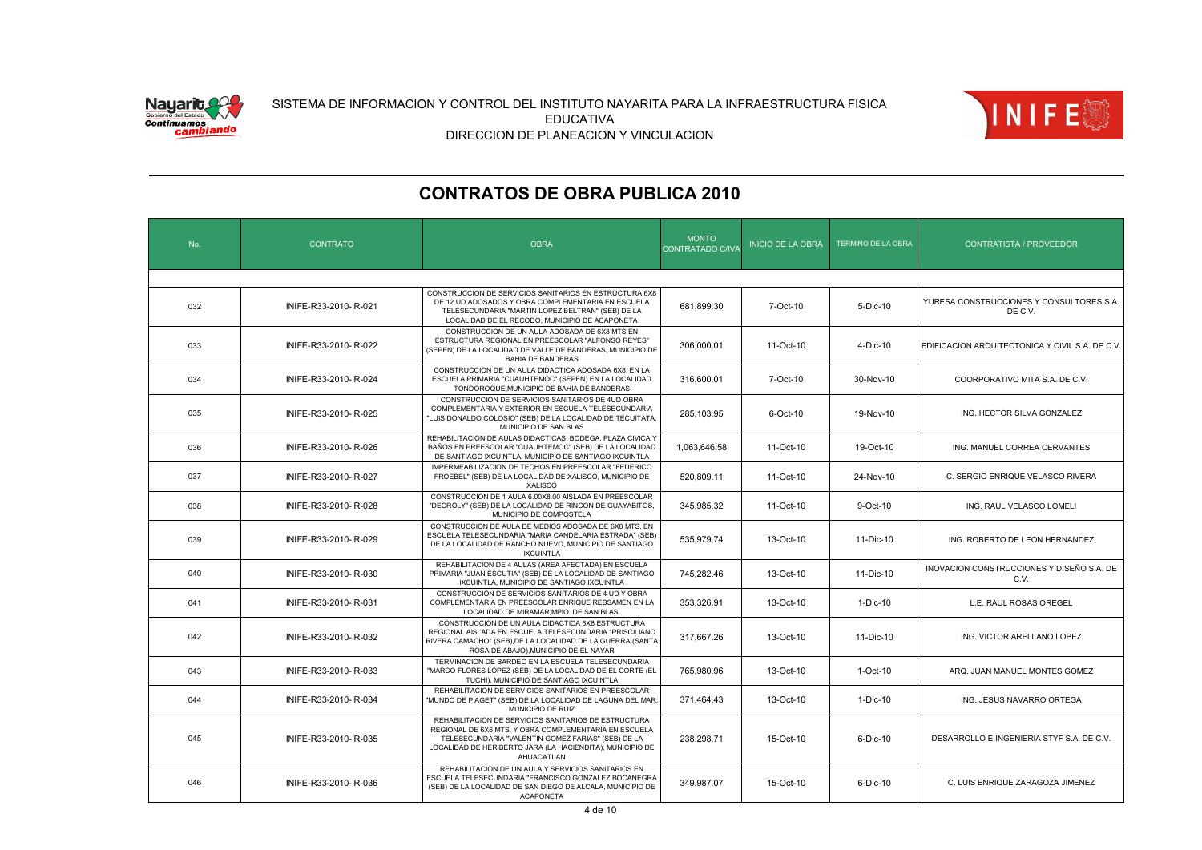SISTEMA DE INFORMACION Y CONTROL DEL INSTITUTO NAYARITA PARA LA INFRAESTRUCTURA FISICA EDUCATIVA

DIRECCION DE PLANEACION Y VINCULACION

# CONTRATOS DE OBRA PUBLICA 2010

| No. | CONTRATO | OBRA | MONTO CONTRATADO C/IVA | INICIO DE LA OBRA | TERMINO DE LA OBRA | CONTRATISTA / PROVEEDOR |
|---|---|---|---|---|---|---|
| 032 | INIFE-R33-2010-IR-021 | CONSTRUCCION DE SERVICIOS SANITARIOS EN ESTRUCTURA 6X8 DE 12 UD ADOSADOS Y OBRA COMPLEMENTARIA EN ESCUELA TELESECUNDARIA "MARTIN LOPEZ BELTRAN" (SEB) DE LA LOCALIDAD DE EL RECODO, MUNICIPIO DE ACAPONETA | 681,899.30 | 7-Oct-10 | 5-Dic-10 | YURESA CONSTRUCCIONES Y CONSULTORES S.A. DE C.V. |
| 033 | INIFE-R33-2010-IR-022 | CONSTRUCCION DE UN AULA ADOSADA DE 6X8 MTS EN ESTRUCTURA REGIONAL EN PREESCOLAR "ALFONSO REYES" (SEPEN) DE LA LOCALIDAD DE VALLE DE BANDERAS, MUNICIPIO DE BAHIA DE BANDERAS | 306,000.01 | 11-Oct-10 | 4-Dic-10 | EDIFICACION ARQUITECTONICA Y CIVIL S.A. DE C.V. |
| 034 | INIFE-R33-2010-IR-024 | CONSTRUCCION DE UN AULA DIDACTICA ADOSADA 6X8, EN LA ESCUELA PRIMARIA "CUAUHTEMOC" (SEPEN) EN LA LOCALIDAD TONDOROQUE,MUNICIPIO DE BAHIA DE BANDERAS | 316,600.01 | 7-Oct-10 | 30-Nov-10 | COORPORATIVO MITA S.A. DE C.V. |
| 035 | INIFE-R33-2010-IR-025 | CONSTRUCCION DE SERVICIOS SANITARIOS DE 4UD OBRA COMPLEMENTARIA Y EXTERIOR EN ESCUELA TELESECUNDARIA "LUIS DONALDO COLOSIO" (SEB) DE LA LOCALIDAD DE TECUITATA, MUNICIPIO DE SAN BLAS | 285,103.95 | 6-Oct-10 | 19-Nov-10 | ING. HECTOR SILVA GONZALEZ |
| 036 | INIFE-R33-2010-IR-026 | REHABILITACION DE AULAS DIDACTICAS, BODEGA, PLAZA CIVICA Y BAÑOS EN PREESCOLAR "CUAUHTEMOC" (SEB) DE LA LOCALIDAD DE SANTIAGO IXCUINTLA, MUNICIPIO DE SANTIAGO IXCUINTLA | 1,063,646.58 | 11-Oct-10 | 19-Oct-10 | ING. MANUEL CORREA CERVANTES |
| 037 | INIFE-R33-2010-IR-027 | IMPERMEABILIZACION DE TECHOS EN PREESCOLAR "FEDERICO FROEBEL" (SEB) DE LA LOCALIDAD DE XALISCO, MUNICIPIO DE XALISCO | 520,809.11 | 11-Oct-10 | 24-Nov-10 | C. SERGIO ENRIQUE VELASCO RIVERA |
| 038 | INIFE-R33-2010-IR-028 | CONSTRUCCION DE 1 AULA 6.00X8.00 AISLADA EN PREESCOLAR "DECROLY" (SEB) DE LA LOCALIDAD DE RINCON DE GUAYABITOS, MUNICIPIO DE COMPOSTELA | 345,985.32 | 11-Oct-10 | 9-Oct-10 | ING. RAUL VELASCO LOMELI |
| 039 | INIFE-R33-2010-IR-029 | CONSTRUCCION DE AULA DE MEDIOS ADOSADA DE 6X8 MTS. EN ESCUELA TELESECUNDARIA "MARIA CANDELARIA ESTRADA" (SEB) DE LA LOCALIDAD DE RANCHO NUEVO, MUNICIPIO DE SANTIAGO IXCUINTLA | 535,979.74 | 13-Oct-10 | 11-Dic-10 | ING. ROBERTO DE LEON HERNANDEZ |
| 040 | INIFE-R33-2010-IR-030 | REHABILITACION DE 4 AULAS (AREA AFECTADA) EN ESCUELA PRIMARIA "JUAN ESCUTIA" (SEB) DE LA LOCALIDAD DE SANTIAGO IXCUINTLA, MUNICIPIO DE SANTIAGO IXCUINTLA | 745,282.46 | 13-Oct-10 | 11-Dic-10 | INOVACION CONSTRUCCIONES Y DISEÑO S.A. DE C.V. |
| 041 | INIFE-R33-2010-IR-031 | CONSTRUCCION DE SERVICIOS SANITARIOS DE 4 UD Y OBRA COMPLEMENTARIA EN PREESCOLAR ENRIQUE REBSAMEN EN LA LOCALIDAD DE MIRAMAR,MPIO. DE SAN BLAS. | 353,326.91 | 13-Oct-10 | 1-Dic-10 | L.E. RAUL ROSAS OREGEL |
| 042 | INIFE-R33-2010-IR-032 | CONSTRUCCION DE UN AULA DIDACTICA 6X8 ESTRUCTURA REGIONAL AISLADA EN ESCUELA TELESECUNDARIA "PRISCILIANO RIVERA CAMACHO" (SEB),DE LA LOCALIDAD DE LA GUERRA (SANTA ROSA DE ABAJO),MUNICIPIO DE EL NAYAR | 317,667.26 | 13-Oct-10 | 11-Dic-10 | ING. VICTOR ARELLANO LOPEZ |
| 043 | INIFE-R33-2010-IR-033 | TERMINACION DE BARDEO EN LA ESCUELA TELESECUNDARIA "MARCO FLORES LOPEZ (SEB) DE LA LOCALIDAD DE EL CORTE (EL TUCHI), MUNICIPIO DE SANTIAGO IXCUINTLA | 765,980.96 | 13-Oct-10 | 1-Oct-10 | ARQ. JUAN MANUEL MONTES GOMEZ |
| 044 | INIFE-R33-2010-IR-034 | REHABILITACION DE SERVICIOS SANITARIOS EN PREESCOLAR "MUNDO DE PIAGET" (SEB) DE LA LOCALIDAD DE LAGUNA DEL MAR, MUNICIPIO DE RUIZ | 371,464.43 | 13-Oct-10 | 1-Dic-10 | ING. JESUS NAVARRO ORTEGA |
| 045 | INIFE-R33-2010-IR-035 | REHABILITACION DE SERVICIOS SANITARIOS DE ESTRUCTURA REGIONAL DE 6X6 MTS. Y OBRA COMPLEMENTARIA EN ESCUELA TELESECUNDARIA "VALENTIN GOMEZ FARIAS" (SEB) DE LA LOCALIDAD DE HERIBERTO JARA (LA HACIENDITA), MUNICIPIO DE AHUACATLAN | 238,298.71 | 15-Oct-10 | 6-Dic-10 | DESARROLLO E INGENIERIA STYF S.A. DE C.V. |
| 046 | INIFE-R33-2010-IR-036 | REHABILITACION DE UN AULA Y SERVICIOS SANITARIOS EN ESCUELA TELESECUNDARIA "FRANCISCO GONZALEZ BOCANEGRA (SEB) DE LA LOCALIDAD DE SAN DIEGO DE ALCALA, MUNICIPIO DE ACAPONETA | 349,987.07 | 15-Oct-10 | 6-Dic-10 | C. LUIS ENRIQUE ZARAGOZA JIMENEZ |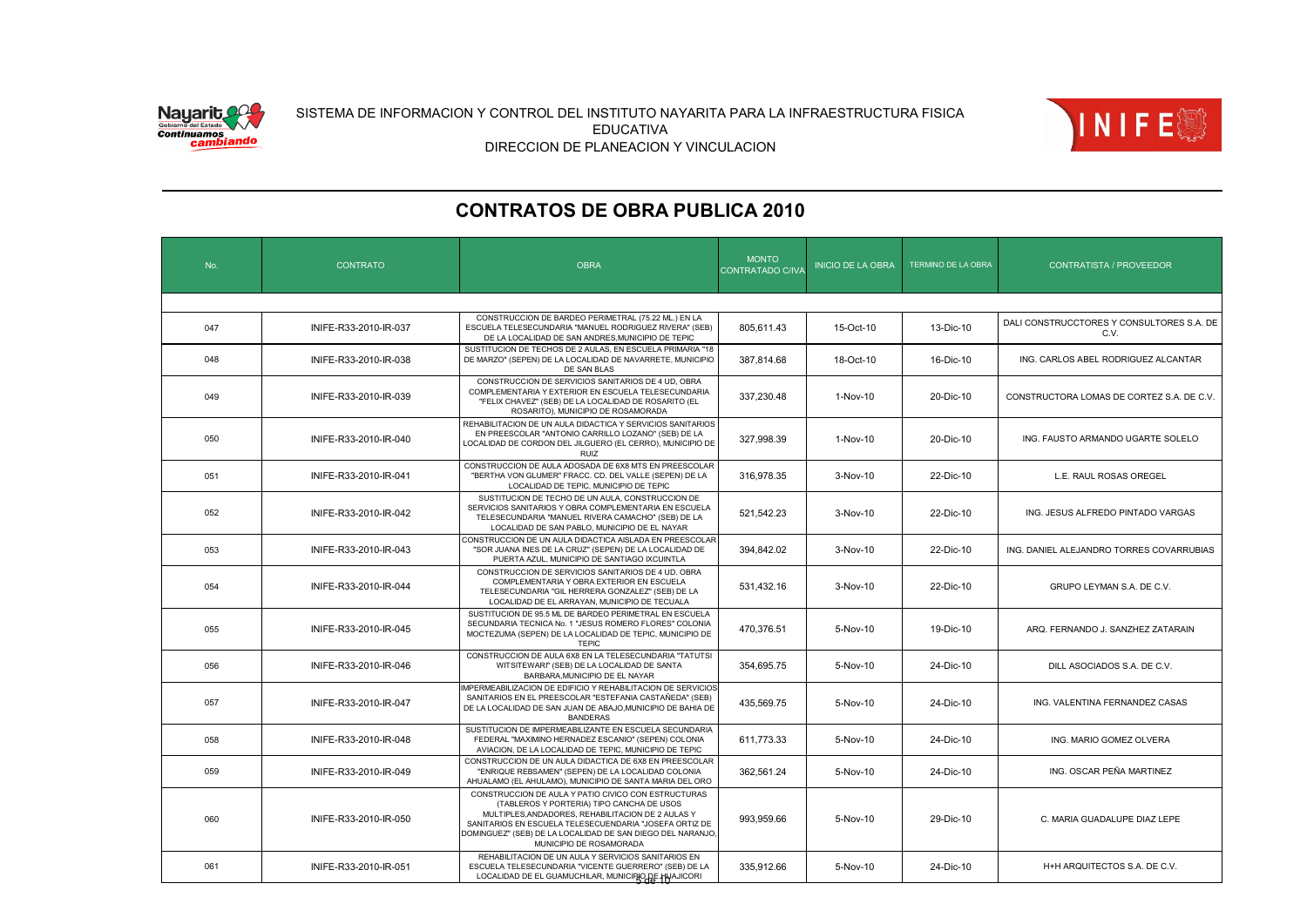SISTEMA DE INFORMACION Y CONTROL DEL INSTITUTO NAYARITA PARA LA INFRAESTRUCTURA FISICA EDUCATIVA
DIRECCION DE PLANEACION Y VINCULACION

# CONTRATOS DE OBRA PUBLICA 2010

| No. | CONTRATO | OBRA | MONTO CONTRATADO C/IVA | INICIO DE LA OBRA | TERMINO DE LA OBRA | CONTRATISTA / PROVEEDOR |
|---|---|---|---|---|---|---|
| 047 | INIFE-R33-2010-IR-037 | CONSTRUCCION DE BARDEO PERIMETRAL (75.22 ML.) EN LA ESCUELA TELESECUNDARIA "MANUEL RODRIGUEZ RIVERA" (SEB) DE LA LOCALIDAD DE SAN ANDRES,MUNICIPIO DE TEPIC | 805,611.43 | 15-Oct-10 | 13-Dic-10 | DALI CONSTRUCCTORES Y CONSULTORES S.A. DE C.V. |
| 048 | INIFE-R33-2010-IR-038 | SUSTITUCION DE TECHOS DE 2 AULAS, EN ESCUELA PRIMARIA "18 DE MARZO" (SEPEN) DE LA LOCALIDAD DE NAVARRETE, MUNICIPIO DE SAN BLAS | 387,814.68 | 18-Oct-10 | 16-Dic-10 | ING. CARLOS ABEL RODRIGUEZ ALCANTAR |
| 049 | INIFE-R33-2010-IR-039 | CONSTRUCCION DE SERVICIOS SANITARIOS DE 4 UD, OBRA COMPLEMENTARIA Y EXTERIOR EN ESCUELA TELESECUNDARIA "FELIX CHAVEZ" (SEB) DE LA LOCALIDAD DE ROSARITO (EL ROSARITO), MUNICIPIO DE ROSAMORADA | 337,230.48 | 1-Nov-10 | 20-Dic-10 | CONSTRUCTORA LOMAS DE CORTEZ S.A. DE C.V. |
| 050 | INIFE-R33-2010-IR-040 | REHABILITACION DE UN AULA DIDACTICA Y SERVICIOS SANITARIOS EN PREESCOLAR "ANTONIO CARRILLO LOZANO" (SEB) DE LA LOCALIDAD DE CORDON DEL JILGUERO (EL CERRO), MUNICIPIO DE RUIZ | 327,998.39 | 1-Nov-10 | 20-Dic-10 | ING. FAUSTO ARMANDO UGARTE SOLELO |
| 051 | INIFE-R33-2010-IR-041 | CONSTRUCCION DE AULA ADOSADA DE 6X8 MTS EN PREESCOLAR "BERTHA VON GLUMER" FRACC. CD. DEL VALLE (SEPEN) DE LA LOCALIDAD DE TEPIC, MUNICIPIO DE TEPIC | 316,978.35 | 3-Nov-10 | 22-Dic-10 | L.E. RAUL ROSAS OREGEL |
| 052 | INIFE-R33-2010-IR-042 | SUSTITUCION DE TECHO DE UN AULA, CONSTRUCCION DE SERVICIOS SANITARIOS Y OBRA COMPLEMENTARIA EN ESCUELA TELESECUNDARIA "MANUEL RIVERA CAMACHO" (SEB) DE LA LOCALIDAD DE SAN PABLO, MUNICIPIO DE EL NAYAR | 521,542.23 | 3-Nov-10 | 22-Dic-10 | ING. JESUS ALFREDO PINTADO VARGAS |
| 053 | INIFE-R33-2010-IR-043 | CONSTRUCCION DE UN AULA DIDACTICA AISLADA EN PREESCOLAR "SOR JUANA INES DE LA CRUZ" (SEPEN) DE LA LOCALIDAD DE PUERTA AZUL, MUNICIPIO DE SANTIAGO IXCUINTLA | 394,842.02 | 3-Nov-10 | 22-Dic-10 | ING. DANIEL ALEJANDRO TORRES COVARRUBIAS |
| 054 | INIFE-R33-2010-IR-044 | CONSTRUCCION DE SERVICIOS SANITARIOS DE 4 UD, OBRA COMPLEMENTARIA Y OBRA EXTERIOR EN ESCUELA TELESECUNDARIA "GIL HERRERA GONZALEZ" (SEB) DE LA LOCALIDAD DE EL ARRAYAN, MUNICIPIO DE TECUALA | 531,432.16 | 3-Nov-10 | 22-Dic-10 | GRUPO LEYMAN S.A. DE C.V. |
| 055 | INIFE-R33-2010-IR-045 | SUSTITUCION DE 95.5 ML DE BARDEO PERIMETRAL EN ESCUELA SECUNDARIA TECNICA No. 1 "JESUS ROMERO FLORES" COLONIA MOCTEZUMA (SEPEN) DE LA LOCALIDAD DE TEPIC, MUNICIPIO DE TEPIC | 470,376.51 | 5-Nov-10 | 19-Dic-10 | ARQ. FERNANDO J. SANZHEZ ZATARAIN |
| 056 | INIFE-R33-2010-IR-046 | CONSTRUCCION DE AULA 6X8 EN LA TELESECUNDARIA "TATUTSI WITSITEWARI" (SEB) DE LA LOCALIDAD DE SANTA BARBARA,MUNICIPIO DE EL NAYAR | 354,695.75 | 5-Nov-10 | 24-Dic-10 | DILL ASOCIADOS S.A. DE C.V. |
| 057 | INIFE-R33-2010-IR-047 | IMPERMEABILIZACION DE EDIFICIO Y REHABILITACION DE SERVICIOS SANITARIOS EN EL PREESCOLAR "ESTEFANIA CASTAÑEDA" (SEB) DE LA LOCALIDAD DE SAN JUAN DE ABAJO,MUNICIPIO DE BAHIA DE BANDERAS | 435,569.75 | 5-Nov-10 | 24-Dic-10 | ING. VALENTINA FERNANDEZ CASAS |
| 058 | INIFE-R33-2010-IR-048 | SUSTITUCION DE IMPERMEABILIZANTE EN ESCUELA SECUNDARIA FEDERAL "MAXIMINO HERNADEZ ESCANIO" (SEPEN) COLONIA AVIACION, DE LA LOCALIDAD DE TEPIC, MUNICIPIO DE TEPIC | 611,773.33 | 5-Nov-10 | 24-Dic-10 | ING. MARIO GOMEZ OLVERA |
| 059 | INIFE-R33-2010-IR-049 | CONSTRUCCION DE UN AULA DIDACTICA DE 6X8 EN PREESCOLAR "ENRIQUE REBSAMEN" (SEPEN) DE LA LOCALIDAD COLONIA AHUALAMO (EL AHULAMO), MUNICIPIO DE SANTA MARIA DEL ORO | 362,561.24 | 5-Nov-10 | 24-Dic-10 | ING. OSCAR PEÑA MARTINEZ |
| 060 | INIFE-R33-2010-IR-050 | CONSTRUCCION DE AULA Y PATIO CIVICO CON ESTRUCTURAS (TABLEROS Y PORTERIA) TIPO CANCHA DE USOS MULTIPLES,ANDADORES, REHABILITACION DE 2 AULAS Y SANITARIOS EN ESCUELA TELESECUENDARIA "JOSEFA ORTIZ DE DOMINGUEZ" (SEB) DE LA LOCALIDAD DE SAN DIEGO DEL NARANJO, MUNICIPIO DE ROSAMORADA | 993,959.66 | 5-Nov-10 | 29-Dic-10 | C. MARIA GUADALUPE DIAZ LEPE |
| 061 | INIFE-R33-2010-IR-051 | REHABILITACION DE UN AULA Y SERVICIOS SANITARIOS EN ESCUELA TELESECUNDARIA "VICENTE GUERRERO" (SEB) DE LA LOCALIDAD DE EL GUAMUCHILAR, MUNICIPIO DE HUAJICORI | 335,912.66 | 5-Nov-10 | 24-Dic-10 | H+H ARQUITECTOS S.A. DE C.V. |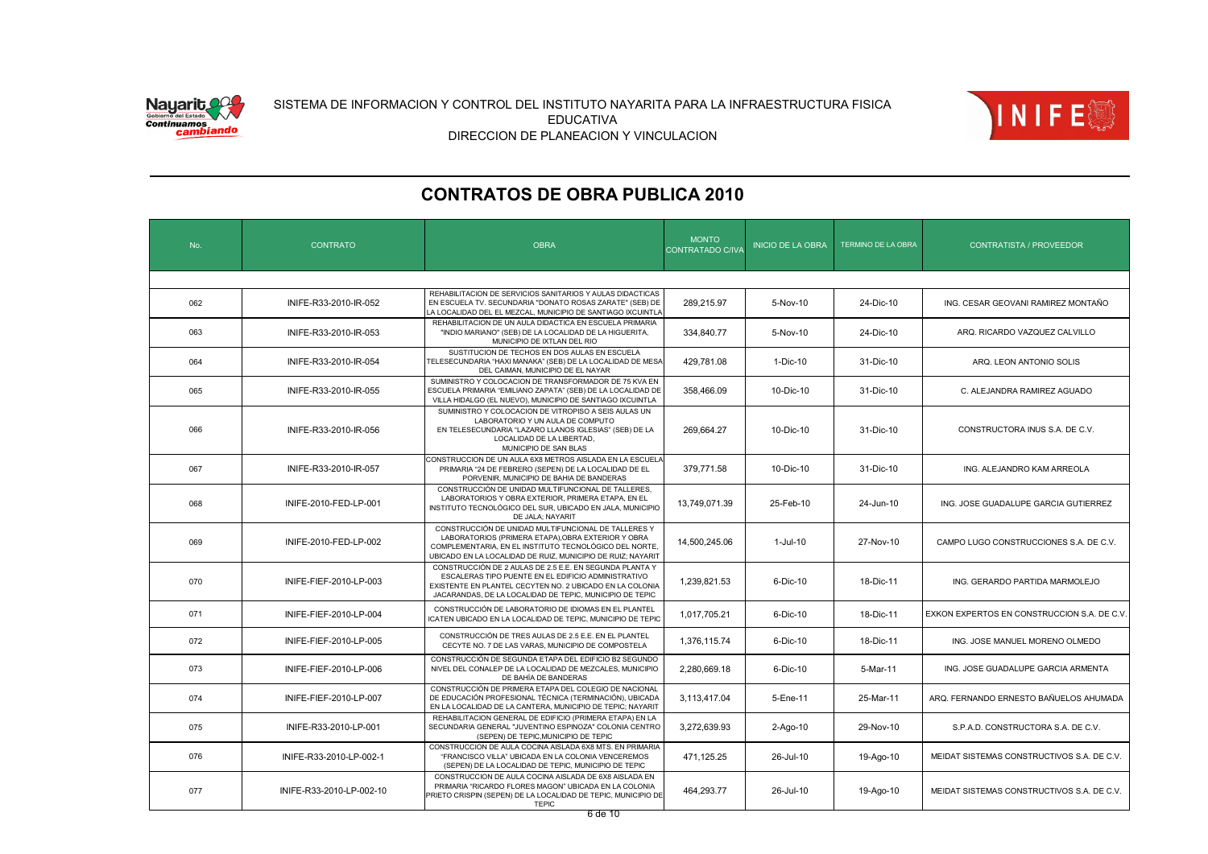SISTEMA DE INFORMACION Y CONTROL DEL INSTITUTO NAYARITA PARA LA INFRAESTRUCTURA FISICA EDUCATIVA
DIRECCION DE PLANEACION Y VINCULACION

## CONTRATOS DE OBRA PUBLICA 2010

| No. | CONTRATO | OBRA | MONTO CONTRATADO C/IVA | INICIO DE LA OBRA | TERMINO DE LA OBRA | CONTRATISTA / PROVEEDOR |
|---|---|---|---|---|---|---|
| 062 | INIFE-R33-2010-IR-052 | REHABILITACION DE SERVICIOS SANITARIOS Y AULAS DIDACTICAS EN ESCUELA TV. SECUNDARIA "DONATO ROSAS ZARATE" (SEB) DE LA LOCALIDAD DEL EL MEZCAL, MUNICIPIO DE SANTIAGO IXCUINTLA | 289,215.97 | 5-Nov-10 | 24-Dic-10 | ING. CESAR GEOVANI RAMIREZ MONTAÑO |
| 063 | INIFE-R33-2010-IR-053 | REHABILITACION DE UN AULA DIDACTICA EN ESCUELA PRIMARIA "INDIO MARIANO" (SEB) DE LA LOCALIDAD DE LA HIGUERITA, MUNICIPIO DE IXTLAN DEL RIO | 334,840.77 | 5-Nov-10 | 24-Dic-10 | ARQ. RICARDO VAZQUEZ CALVILLO |
| 064 | INIFE-R33-2010-IR-054 | SUSTITUCION DE TECHOS EN DOS AULAS EN ESCUELA TELESECUNDARIA "HAXI MANAKA" (SEB) DE LA LOCALIDAD DE MESA DEL CAIMAN, MUNICIPIO DE EL NAYAR | 429,781.08 | 1-Dic-10 | 31-Dic-10 | ARQ. LEON ANTONIO SOLIS |
| 065 | INIFE-R33-2010-IR-055 | SUMINISTRO Y COLOCACION DE TRANSFORMADOR DE 75 KVA EN ESCUELA PRIMARIA "EMILIANO ZAPATA" (SEB) DE LA LOCALIDAD DE VILLA HIDALGO (EL NUEVO), MUNICIPIO DE SANTIAGO IXCUINTLA | 358,466.09 | 10-Dic-10 | 31-Dic-10 | C. ALEJANDRA RAMIREZ AGUADO |
| 066 | INIFE-R33-2010-IR-056 | SUMINISTRO Y COLOCACION DE VITROPISO A SEIS AULAS UN LABORATORIO Y UN AULA DE COMPUTO EN TELESECUNDARIA "LAZARO LLANOS IGLESIAS" (SEB) DE LA LOCALIDAD DE LA LIBERTAD, MUNICIPIO DE SAN BLAS | 269,664.27 | 10-Dic-10 | 31-Dic-10 | CONSTRUCTORA INUS S.A. DE C.V. |
| 067 | INIFE-R33-2010-IR-057 | CONSTRUCCION DE UN AULA 6X8 METROS AISLADA EN LA ESCUELA PRIMARIA "24 DE FEBRERO (SEPEN) DE LA LOCALIDAD DE EL PORVENIR, MUNICIPIO DE BAHIA DE BANDERAS | 379,771.58 | 10-Dic-10 | 31-Dic-10 | ING. ALEJANDRO KAM ARREOLA |
| 068 | INIFE-2010-FED-LP-001 | CONSTRUCCIÓN DE UNIDAD MULTIFUNCIONAL DE TALLERES, LABORATORIOS Y OBRA EXTERIOR, PRIMERA ETAPA, EN EL INSTITUTO TECNOLÓGICO DEL SUR, UBICADO EN JALA, MUNICIPIO DE JALA; NAYARIT | 13,749,071.39 | 25-Feb-10 | 24-Jun-10 | ING. JOSE GUADALUPE GARCIA GUTIERREZ |
| 069 | INIFE-2010-FED-LP-002 | CONSTRUCCIÓN DE UNIDAD MULTIFUNCIONAL DE TALLERES Y LABORATORIOS (PRIMERA ETAPA),OBRA EXTERIOR Y OBRA COMPLEMENTARIA, EN EL INSTITUTO TECNOLÓGICO DEL NORTE, UBICADO EN LA LOCALIDAD DE RUIZ, MUNICIPIO DE RUIZ; NAYARIT | 14,500,245.06 | 1-Jul-10 | 27-Nov-10 | CAMPO LUGO CONSTRUCCIONES S.A. DE C.V. |
| 070 | INIFE-FIEF-2010-LP-003 | CONSTRUCCIÓN DE 2 AULAS DE 2.5 E.E. EN SEGUNDA PLANTA Y ESCALERAS TIPO PUENTE EN EL EDIFICIO ADMINISTRATIVO EXISTENTE EN PLANTEL CECYTEN NO. 2 UBICADO EN LA COLONIA JACARANDAS, DE LA LOCALIDAD DE TEPIC, MUNICIPIO DE TEPIC | 1,239,821.53 | 6-Dic-10 | 18-Dic-11 | ING. GERARDO PARTIDA MARMOLEJO |
| 071 | INIFE-FIEF-2010-LP-004 | CONSTRUCCIÓN DE LABORATORIO DE IDIOMAS EN EL PLANTEL ICATEN UBICADO EN LA LOCALIDAD DE TEPIC, MUNICIPIO DE TEPIC | 1,017,705.21 | 6-Dic-10 | 18-Dic-11 | EXKON EXPERTOS EN CONSTRUCCION S.A. DE C.V. |
| 072 | INIFE-FIEF-2010-LP-005 | CONSTRUCCIÓN DE TRES AULAS DE 2.5 E.E. EN EL PLANTEL CECYTE NO. 7 DE LAS VARAS, MUNICIPIO DE COMPOSTELA | 1,376,115.74 | 6-Dic-10 | 18-Dic-11 | ING. JOSE MANUEL MORENO OLMEDO |
| 073 | INIFE-FIEF-2010-LP-006 | CONSTRUCCIÓN DE SEGUNDA ETAPA DEL EDIFICIO B2 SEGUNDO NIVEL DEL CONALEP DE LA LOCALIDAD DE MEZCALES, MUNICIPIO DE BAHÍA DE BANDERAS | 2,280,669.18 | 6-Dic-10 | 5-Mar-11 | ING. JOSE GUADALUPE GARCIA ARMENTA |
| 074 | INIFE-FIEF-2010-LP-007 | CONSTRUCCIÓN DE PRIMERA ETAPA DEL COLEGIO DE NACIONAL DE EDUCACIÓN PROFESIONAL TÉCNICA (TERMINACIÓN), UBICADA EN LA LOCALIDAD DE LA CANTERA, MUNICIPIO DE TEPIC; NAYARIT | 3,113,417.04 | 5-Ene-11 | 25-Mar-11 | ARQ. FERNANDO ERNESTO BAÑUELOS AHUMADA |
| 075 | INIFE-R33-2010-LP-001 | REHABILITACION GENERAL DE EDIFICIO (PRIMERA ETAPA) EN LA SECUNDARIA GENERAL "JUVENTINO ESPINOZA" COLONIA CENTRO (SEPEN) DE TEPIC,MUNICIPIO DE TEPIC | 3,272,639.93 | 2-Ago-10 | 29-Nov-10 | S.P.A.D. CONSTRUCTORA S.A. DE C.V. |
| 076 | INIFE-R33-2010-LP-002-1 | CONSTRUCCION DE AULA COCINA AISLADA 6X8 MTS. EN PRIMARIA "FRANCISCO VILLA" UBICADA EN LA COLONIA VENCEREMOS (SEPEN) DE LA LOCALIDAD DE TEPIC, MUNICIPIO DE TEPIC | 471,125.25 | 26-Jul-10 | 19-Ago-10 | MEIDAT SISTEMAS CONSTRUCTIVOS S.A. DE C.V. |
| 077 | INIFE-R33-2010-LP-002-10 | CONSTRUCCION DE AULA COCINA AISLADA DE 6X8 AISLADA EN PRIMARIA "RICARDO FLORES MAGON" UBICADA EN LA COLONIA PRIETO CRISPIN (SEPEN) DE LA LOCALIDAD DE TEPIC, MUNICIPIO DE TEPIC | 464,293.77 | 26-Jul-10 | 19-Ago-10 | MEIDAT SISTEMAS CONSTRUCTIVOS S.A. DE C.V. |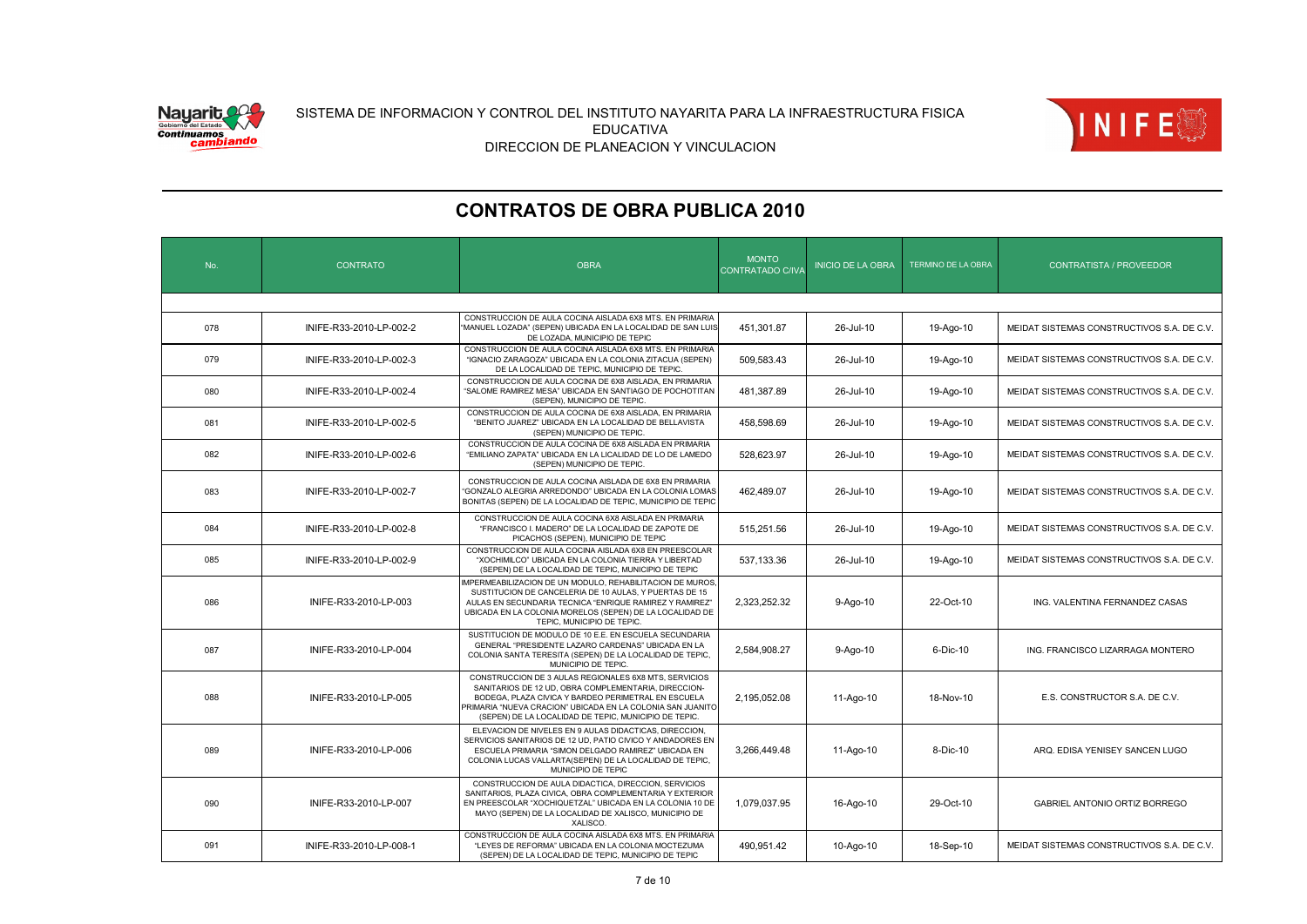SISTEMA DE INFORMACION Y CONTROL DEL INSTITUTO NAYARITA PARA LA INFRAESTRUCTURA FISICA EDUCATIVA
DIRECCION DE PLANEACION Y VINCULACION

## CONTRATOS DE OBRA PUBLICA 2010

| No. | CONTRATO | OBRA | MONTO CONTRATADO C/IVA | INICIO DE LA OBRA | TERMINO DE LA OBRA | CONTRATISTA / PROVEEDOR |
|---|---|---|---|---|---|---|
| 078 | INIFE-R33-2010-LP-002-2 | CONSTRUCCION DE AULA COCINA AISLADA 6X8 MTS. EN PRIMARIA "MANUEL LOZADA" (SEPEN) UBICADA EN LA LOCALIDAD DE SAN LUIS DE LOZADA, MUNICIPIO DE TEPIC | 451,301.87 | 26-Jul-10 | 19-Ago-10 | MEIDAT SISTEMAS CONSTRUCTIVOS S.A. DE C.V. |
| 079 | INIFE-R33-2010-LP-002-3 | CONSTRUCCION DE AULA COCINA AISLADA 6X8 MTS. EN PRIMARIA "IGNACIO ZARAGOZA" UBICADA EN LA COLONIA ZITACUA (SEPEN) DE LA LOCALIDAD DE TEPIC, MUNICIPIO DE TEPIC. | 509,583.43 | 26-Jul-10 | 19-Ago-10 | MEIDAT SISTEMAS CONSTRUCTIVOS S.A. DE C.V. |
| 080 | INIFE-R33-2010-LP-002-4 | CONSTRUCCION DE AULA COCINA DE 6X8 AISLADA, EN PRIMARIA "SALOME RAMIREZ MESA" UBICADA EN SANTIAGO DE POCHOTITAN (SEPEN), MUNICIPIO DE TEPIC. | 481,387.89 | 26-Jul-10 | 19-Ago-10 | MEIDAT SISTEMAS CONSTRUCTIVOS S.A. DE C.V. |
| 081 | INIFE-R33-2010-LP-002-5 | CONSTRUCCION DE AULA COCINA DE 6X8 AISLADA, EN PRIMARIA "BENITO JUAREZ" UBICADA EN LA LOCALIDAD DE BELLAVISTA (SEPEN) MUNICIPIO DE TEPIC. | 458,598.69 | 26-Jul-10 | 19-Ago-10 | MEIDAT SISTEMAS CONSTRUCTIVOS S.A. DE C.V. |
| 082 | INIFE-R33-2010-LP-002-6 | CONSTRUCCION DE AULA COCINA DE 6X8 AISLADA EN PRIMARIA "EMILIANO ZAPATA" UBICADA EN LA LICALIDAD DE LO DE LAMEDO (SEPEN) MUNICIPIO DE TEPIC. | 528,623.97 | 26-Jul-10 | 19-Ago-10 | MEIDAT SISTEMAS CONSTRUCTIVOS S.A. DE C.V. |
| 083 | INIFE-R33-2010-LP-002-7 | CONSTRUCCION DE AULA COCINA AISLADA DE 6X8 EN PRIMARIA "GONZALO ALEGRIA ARREDONDO" UBICADA EN LA COLONIA LOMAS BONITAS (SEPEN) DE LA LOCALIDAD DE TEPIC, MUNICIPIO DE TEPIC | 462,489.07 | 26-Jul-10 | 19-Ago-10 | MEIDAT SISTEMAS CONSTRUCTIVOS S.A. DE C.V. |
| 084 | INIFE-R33-2010-LP-002-8 | CONSTRUCCION DE AULA COCINA 6X8 AISLADA EN PRIMARIA "FRANCISCO I. MADERO" DE LA LOCALIDAD DE ZAPOTE DE PICACHOS (SEPEN), MUNICIPIO DE TEPIC | 515,251.56 | 26-Jul-10 | 19-Ago-10 | MEIDAT SISTEMAS CONSTRUCTIVOS S.A. DE C.V. |
| 085 | INIFE-R33-2010-LP-002-9 | CONSTRUCCION DE AULA COCINA AISLADA 6X8 EN PREESCOLAR "XOCHIMILCO" UBICADA EN LA COLONIA TIERRA Y LIBERTAD (SEPEN) DE LA LOCALIDAD DE TEPIC, MUNICIPIO DE TEPIC | 537,133.36 | 26-Jul-10 | 19-Ago-10 | MEIDAT SISTEMAS CONSTRUCTIVOS S.A. DE C.V. |
| 086 | INIFE-R33-2010-LP-003 | IMPERMEABILIZACION DE UN MODULO, REHABILITACION DE MUROS, SUSTITUCION DE CANCELERIA DE 10 AULAS, Y PUERTAS DE 15 AULAS EN SECUNDARIA TECNICA "ENRIQUE RAMIREZ Y RAMIREZ" UBICADA EN LA COLONIA MORELOS (SEPEN) DE LA LOCALIDAD DE TEPIC, MUNICIPIO DE TEPIC. | 2,323,252.32 | 9-Ago-10 | 22-Oct-10 | ING. VALENTINA FERNANDEZ CASAS |
| 087 | INIFE-R33-2010-LP-004 | SUSTITUCION DE MODULO DE 10 E.E. EN ESCUELA SECUNDARIA GENERAL "PRESIDENTE LAZARO CARDENAS" UBICADA EN LA COLONIA SANTA TERESITA (SEPEN) DE LA LOCALIDAD DE TEPIC, MUNICIPIO DE TEPIC. | 2,584,908.27 | 9-Ago-10 | 6-Dic-10 | ING. FRANCISCO LIZARRAGA MONTERO |
| 088 | INIFE-R33-2010-LP-005 | CONSTRUCCION DE 3 AULAS REGIONALES 6X8 MTS, SERVICIOS SANITARIOS DE 12 UD, OBRA COMPLEMENTARIA, DIRECCION-BODEGA, PLAZA CIVICA Y BARDEO PERIMETRAL EN ESCUELA PRIMARIA "NUEVA CRACION" UBICADA EN LA COLONIA SAN JUANITO (SEPEN) DE LA LOCALIDAD DE TEPIC, MUNICIPIO DE TEPIC. | 2,195,052.08 | 11-Ago-10 | 18-Nov-10 | E.S. CONSTRUCTOR S.A. DE C.V. |
| 089 | INIFE-R33-2010-LP-006 | ELEVACION DE NIVELES EN 9 AULAS DIDACTICAS, DIRECCION, SERVICIOS SANITARIOS DE 12 UD, PATIO CIVICO Y ANDADORES EN ESCUELA PRIMARIA "SIMON DELGADO RAMIREZ" UBICADA EN COLONIA LUCAS VALLARTA(SEPEN) DE LA LOCALIDAD DE TEPIC, MUNICIPIO DE TEPIC | 3,266,449.48 | 11-Ago-10 | 8-Dic-10 | ARQ. EDISA YENISEY SANCEN LUGO |
| 090 | INIFE-R33-2010-LP-007 | CONSTRUCCION DE AULA DIDACTICA, DIRECCION, SERVICIOS SANITARIOS, PLAZA CIVICA, OBRA COMPLEMENTARIA Y EXTERIOR EN PREESCOLAR "XOCHIQUETZAL" UBICADA EN LA COLONIA 10 DE MAYO (SEPEN) DE LA LOCALIDAD DE XALISCO, MUNICIPIO DE XALISCO. | 1,079,037.95 | 16-Ago-10 | 29-Oct-10 | GABRIEL ANTONIO ORTIZ BORREGO |
| 091 | INIFE-R33-2010-LP-008-1 | CONSTRUCCION DE AULA COCINA AISLADA 6X8 MTS. EN PRIMARIA "LEYES DE REFORMA" UBICADA EN LA COLONIA MOCTEZUMA (SEPEN) DE LA LOCALIDAD DE TEPIC, MUNICIPIO DE TEPIC | 490,951.42 | 10-Ago-10 | 18-Sep-10 | MEIDAT SISTEMAS CONSTRUCTIVOS S.A. DE C.V. |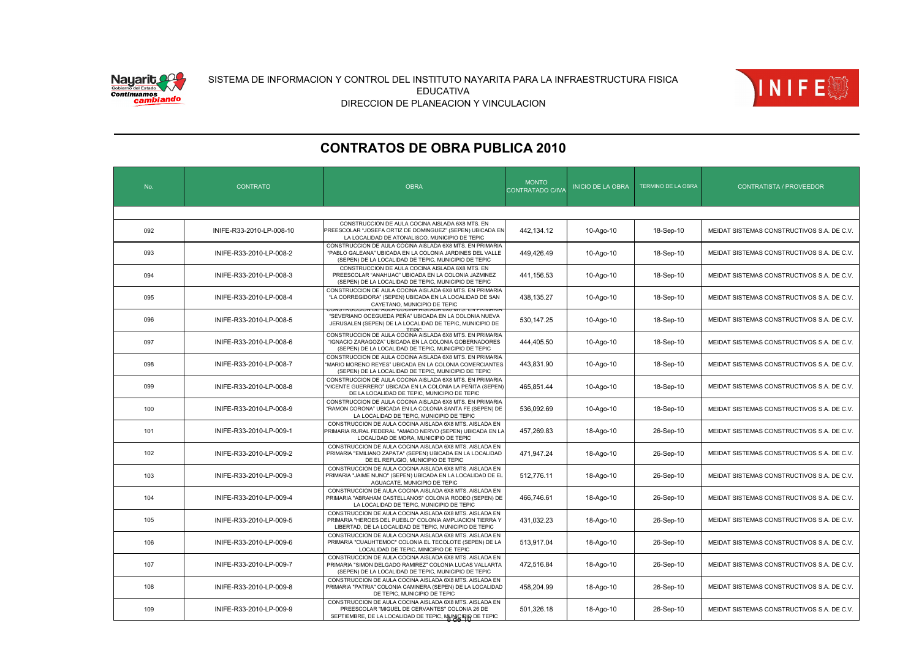SISTEMA DE INFORMACION Y CONTROL DEL INSTITUTO NAYARITA PARA LA INFRAESTRUCTURA FISICA EDUCATIVA
DIRECCION DE PLANEACION Y VINCULACION

## CONTRATOS DE OBRA PUBLICA 2010

| No. | CONTRATO | OBRA | MONTO CONTRATADO C/IVA | INICIO DE LA OBRA | TERMINO DE LA OBRA | CONTRATISTA / PROVEEDOR |
|---|---|---|---|---|---|---|
| 092 | INIFE-R33-2010-LP-008-10 | CONSTRUCCION DE AULA COCINA AISLADA 6X8 MTS. EN PREESCOLAR "JOSEFA ORTIZ DE DOMINGUEZ" (SEPEN) UBICADA EN LA LOCALIDAD DE ATONALISCO, MUNICIPIO DE TEPIC | 442,134.12 | 10-Ago-10 | 18-Sep-10 | MEIDAT SISTEMAS CONSTRUCTIVOS S.A. DE C.V. |
| 093 | INIFE-R33-2010-LP-008-2 | CONSTRUCCION DE AULA COCINA AISLADA 6X8 MTS. EN PRIMARIA "PABLO GALEANA" UBICADA EN LA COLONIA JARDINES DEL VALLE (SEPEN) DE LA LOCALIDAD DE TEPIC, MUNICIPIO DE TEPIC | 449,426.49 | 10-Ago-10 | 18-Sep-10 | MEIDAT SISTEMAS CONSTRUCTIVOS S.A. DE C.V. |
| 094 | INIFE-R33-2010-LP-008-3 | CONSTRUCCION DE AULA COCINA AISLADA 6X8 MTS. EN PREESCOLAR "ANAHUAC" UBICADA EN LA COLONIA JAZMINEZ (SEPEN) DE LA LOCALIDAD DE TEPIC, MUNICIPIO DE TEPIC | 441,156.53 | 10-Ago-10 | 18-Sep-10 | MEIDAT SISTEMAS CONSTRUCTIVOS S.A. DE C.V. |
| 095 | INIFE-R33-2010-LP-008-4 | CONSTRUCCION DE AULA COCINA AISLADA 6X8 MTS. EN PRIMARIA "LA CORREGIDORA" (SEPEN) UBICADA EN LA LOCALIDAD DE SAN CAYETANO, MUNICIPIO DE TEPIC | 438,135.27 | 10-Ago-10 | 18-Sep-10 | MEIDAT SISTEMAS CONSTRUCTIVOS S.A. DE C.V. |
| 096 | INIFE-R33-2010-LP-008-5 | CONSTRUCCION DE AULA COCINA AISLADA 6X8 MTS. EN PRIMARIA "SEVERIANO OCEGUEDA PEÑA" UBICADA EN LA COLONIA NUEVA JERUSALEN (SEPEN) DE LA LOCALIDAD DE TEPIC, MUNICIPIO DE TEPIC | 530,147.25 | 10-Ago-10 | 18-Sep-10 | MEIDAT SISTEMAS CONSTRUCTIVOS S.A. DE C.V. |
| 097 | INIFE-R33-2010-LP-008-6 | CONSTRUCCION DE AULA COCINA AISLADA 6X8 MTS. EN PRIMARIA "IGNACIO ZARAGOZA" UBICADA EN LA COLONIA GOBERNADORES (SEPEN) DE LA LOCALIDAD DE TEPIC, MUNICIPIO DE TEPIC | 444,405.50 | 10-Ago-10 | 18-Sep-10 | MEIDAT SISTEMAS CONSTRUCTIVOS S.A. DE C.V. |
| 098 | INIFE-R33-2010-LP-008-7 | CONSTRUCCION DE AULA COCINA AISLADA 6X8 MTS. EN PRIMARIA "MARIO MORENO REYES" UBICADA EN LA COLONIA COMERCIANTES (SEPEN) DE LA LOCALIDAD DE TEPIC, MUNICIPIO DE TEPIC | 443,831.90 | 10-Ago-10 | 18-Sep-10 | MEIDAT SISTEMAS CONSTRUCTIVOS S.A. DE C.V. |
| 099 | INIFE-R33-2010-LP-008-8 | CONSTRUCCION DE AULA COCINA AISLADA 6X8 MTS. EN PRIMARIA "VICENTE GUERRERO" UBICADA EN LA COLONIA LA PEÑITA (SEPEN) DE LA LOCALIDAD DE TEPIC, MUNICIPIO DE TEPIC | 465,851.44 | 10-Ago-10 | 18-Sep-10 | MEIDAT SISTEMAS CONSTRUCTIVOS S.A. DE C.V. |
| 100 | INIFE-R33-2010-LP-008-9 | CONSTRUCCION DE AULA COCINA AISLADA 6X8 MTS. EN PRIMARIA "RAMON CORONA" UBICADA EN LA COLONIA SANTA FE (SEPEN) DE LA LOCALIDAD DE TEPIC, MUNICIPIO DE TEPIC | 536,092.69 | 10-Ago-10 | 18-Sep-10 | MEIDAT SISTEMAS CONSTRUCTIVOS S.A. DE C.V. |
| 101 | INIFE-R33-2010-LP-009-1 | CONSTRUCCION DE AULA COCINA AISLADA 6X8 MTS. AISLADA EN PRIMARIA RURAL FEDERAL "AMADO NERVO" (SEPEN) UBICADA EN LA LOCALIDAD DE MORA, MUNICIPIO DE TEPIC | 457,269.83 | 18-Ago-10 | 26-Sep-10 | MEIDAT SISTEMAS CONSTRUCTIVOS S.A. DE C.V. |
| 102 | INIFE-R33-2010-LP-009-2 | CONSTRUCCION DE AULA COCINA AISLADA 6X8 MTS. AISLADA EN PRIMARIA "EMILIANO ZAPATA" (SEPEN) UBICADA EN LA LOCALIDAD DE EL REFUGIO, MUNICIPIO DE TEPIC | 471,947.24 | 18-Ago-10 | 26-Sep-10 | MEIDAT SISTEMAS CONSTRUCTIVOS S.A. DE C.V. |
| 103 | INIFE-R33-2010-LP-009-3 | CONSTRUCCION DE AULA COCINA AISLADA 6X8 MTS. AISLADA EN PRIMARIA "JAIME NUNO" (SEPEN) UBICADA EN LA LOCALIDAD DE EL AGUACATE, MUNICIPIO DE TEPIC | 512,776.11 | 18-Ago-10 | 26-Sep-10 | MEIDAT SISTEMAS CONSTRUCTIVOS S.A. DE C.V. |
| 104 | INIFE-R33-2010-LP-009-4 | CONSTRUCCION DE AULA COCINA AISLADA 6X8 MTS. AISLADA EN PRIMARIA "ABRAHAM CASTELLANOS" COLONIA RODEO (SEPEN) DE LA LOCALIDAD DE TEPIC, MUNICIPIO DE TEPIC | 466,746.61 | 18-Ago-10 | 26-Sep-10 | MEIDAT SISTEMAS CONSTRUCTIVOS S.A. DE C.V. |
| 105 | INIFE-R33-2010-LP-009-5 | CONSTRUCCION DE AULA COCINA AISLADA 6X8 MTS. AISLADA EN PRIMARIA "HEROES DEL PUEBLO" COLONIA AMPLIACION TIERRA Y LIBERTAD, DE LA LOCALIDAD DE TEPIC, MUNICIPIO DE TEPIC | 431,032.23 | 18-Ago-10 | 26-Sep-10 | MEIDAT SISTEMAS CONSTRUCTIVOS S.A. DE C.V. |
| 106 | INIFE-R33-2010-LP-009-6 | CONSTRUCCION DE AULA COCINA AISLADA 6X8 MTS. AISLADA EN PRIMARIA "CUAUHTEMOC" COLONIA EL TECOLOTE (SEPEN) DE LA LOCALIDAD DE TEPIC, MINICIPIO DE TEPIC | 513,917.04 | 18-Ago-10 | 26-Sep-10 | MEIDAT SISTEMAS CONSTRUCTIVOS S.A. DE C.V. |
| 107 | INIFE-R33-2010-LP-009-7 | CONSTRUCCION DE AULA COCINA AISLADA 6X8 MTS. AISLADA EN PRIMARIA "SIMON DELGADO RAMIREZ" COLONIA LUCAS VALLARTA (SEPEN) DE LA LOCALIDAD DE TEPIC, MUNICIPIO DE TEPIC | 472,516.84 | 18-Ago-10 | 26-Sep-10 | MEIDAT SISTEMAS CONSTRUCTIVOS S.A. DE C.V. |
| 108 | INIFE-R33-2010-LP-009-8 | CONSTRUCCION DE AULA COCINA AISLADA 6X8 MTS. AISLADA EN PRIMARIA "PATRIA" COLONIA CAMINERA (SEPEN) DE LA LOCALIDAD DE TEPIC, MUNICIPIO DE TEPIC | 458,204.99 | 18-Ago-10 | 26-Sep-10 | MEIDAT SISTEMAS CONSTRUCTIVOS S.A. DE C.V. |
| 109 | INIFE-R33-2010-LP-009-9 | CONSTRUCCION DE AULA COCINA AISLADA 6X8 MTS. AISLADA EN PREESCOLAR "MIGUEL DE CERVANTES" COLONIA 26 DE SEPTIEMBRE, DE LA LOCALIDAD DE TEPIC, MUNICIPIO DE TEPIC | 501,326.18 | 18-Ago-10 | 26-Sep-10 | MEIDAT SISTEMAS CONSTRUCTIVOS S.A. DE C.V. |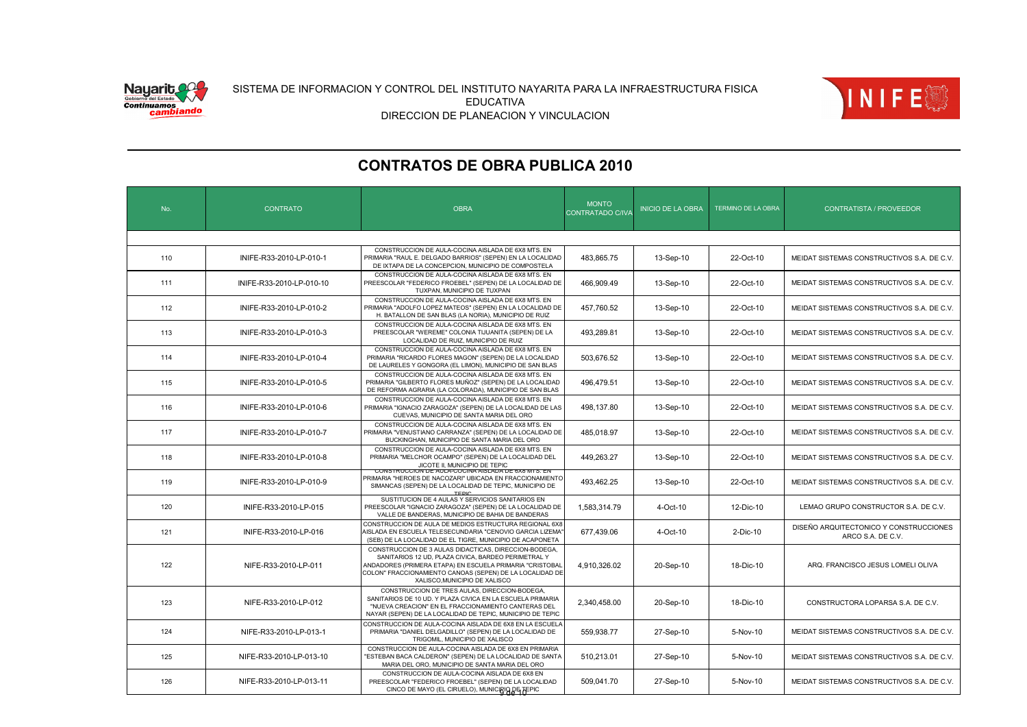SISTEMA DE INFORMACION Y CONTROL DEL INSTITUTO NAYARITA PARA LA INFRAESTRUCTURA FISICA EDUCATIVA
DIRECCION DE PLANEACION Y VINCULACION

# CONTRATOS DE OBRA PUBLICA 2010

| No. | CONTRATO | OBRA | MONTO CONTRATADO C/IVA | INICIO DE LA OBRA | TERMINO DE LA OBRA | CONTRATISTA / PROVEEDOR |
|---|---|---|---|---|---|---|
| 110 | INIFE-R33-2010-LP-010-1 | CONSTRUCCION DE AULA-COCINA AISLADA DE 6X8 MTS. EN PRIMARIA "RAUL E. DELGADO BARRIOS" (SEPEN) EN LA LOCALIDAD DE IXTAPA DE LA CONCEPCION, MUNICIPIO DE COMPOSTELA | 483,865.75 | 13-Sep-10 | 22-Oct-10 | MEIDAT SISTEMAS CONSTRUCTIVOS S.A. DE C.V. |
| 111 | INIFE-R33-2010-LP-010-10 | CONSTRUCCION DE AULA-COCINA AISLADA DE 6X8 MTS. EN PREESCOLAR "FEDERICO FROEBEL" (SEPEN) DE LA LOCALIDAD DE TUXPAN, MUNICIPIO DE TUXPAN | 466,909.49 | 13-Sep-10 | 22-Oct-10 | MEIDAT SISTEMAS CONSTRUCTIVOS S.A. DE C.V. |
| 112 | INIFE-R33-2010-LP-010-2 | CONSTRUCCION DE AULA-COCINA AISLADA DE 6X8 MTS. EN PRIMARIA "ADOLFO LOPEZ MATEOS" (SEPEN) EN LA LOCALIDAD DE H. BATALLON DE SAN BLAS (LA NORIA), MUNICIPIO DE RUIZ | 457,760.52 | 13-Sep-10 | 22-Oct-10 | MEIDAT SISTEMAS CONSTRUCTIVOS S.A. DE C.V. |
| 113 | INIFE-R33-2010-LP-010-3 | CONSTRUCCION DE AULA-COCINA AISLADA DE 6X8 MTS. EN PREESCOLAR "WEREME" COLONIA TIJUANITA (SEPEN) DE LA LOCALIDAD DE RUIZ, MUNICIPIO DE RUIZ | 493,289.81 | 13-Sep-10 | 22-Oct-10 | MEIDAT SISTEMAS CONSTRUCTIVOS S.A. DE C.V. |
| 114 | INIFE-R33-2010-LP-010-4 | CONSTRUCCION DE AULA-COCINA AISLADA DE 6X8 MTS. EN PRIMARIA "RICARDO FLORES MAGON" (SEPEN) DE LA LOCALIDAD DE LAURELES Y GONGORA (EL LIMON), MUNICIPIO DE SAN BLAS | 503,676.52 | 13-Sep-10 | 22-Oct-10 | MEIDAT SISTEMAS CONSTRUCTIVOS S.A. DE C.V. |
| 115 | INIFE-R33-2010-LP-010-5 | CONSTRUCCION DE AULA-COCINA AISLADA DE 6X8 MTS. EN PRIMARIA "GILBERTO FLORES MUÑOZ" (SEPEN) DE LA LOCALIDAD DE REFORMA AGRARIA (LA COLORADA), MUNICIPIO DE SAN BLAS | 496,479.51 | 13-Sep-10 | 22-Oct-10 | MEIDAT SISTEMAS CONSTRUCTIVOS S.A. DE C.V. |
| 116 | INIFE-R33-2010-LP-010-6 | CONSTRUCCION DE AULA-COCINA AISLADA DE 6X8 MTS. EN PRIMARIA "IGNACIO ZARAGOZA" (SEPEN) DE LA LOCALIDAD DE LAS CUEVAS, MUNICIPIO DE SANTA MARIA DEL ORO | 498,137.80 | 13-Sep-10 | 22-Oct-10 | MEIDAT SISTEMAS CONSTRUCTIVOS S.A. DE C.V. |
| 117 | INIFE-R33-2010-LP-010-7 | CONSTRUCCION DE AULA-COCINA AISLADA DE 6X8 MTS. EN PRIMARIA "VENUSTIANO CARRANZA" (SEPEN) DE LA LOCALIDAD DE BUCKINGHAN, MUNICIPIO DE SANTA MARIA DEL ORO | 485,018.97 | 13-Sep-10 | 22-Oct-10 | MEIDAT SISTEMAS CONSTRUCTIVOS S.A. DE C.V. |
| 118 | INIFE-R33-2010-LP-010-8 | CONSTRUCCION DE AULA-COCINA AISLADA DE 6X8 MTS. EN PRIMARIA "MELCHOR OCAMPO" (SEPEN) DE LA LOCALIDAD DEL JICOTE II, MUNICIPIO DE TEPIC | 449,263.27 | 13-Sep-10 | 22-Oct-10 | MEIDAT SISTEMAS CONSTRUCTIVOS S.A. DE C.V. |
| 119 | INIFE-R33-2010-LP-010-9 | CONSTRUCCION DE AULA-COCINA AISLADA DE 6X8 MTS. EN PRIMARIA "HEROES DE NACOZARI" UBICADA EN FRACCIONAMIENTO SIMANCAS (SEPEN) DE LA LOCALIDAD DE TEPIC, MUNICIPIO DE TEPIC | 493,462.25 | 13-Sep-10 | 22-Oct-10 | MEIDAT SISTEMAS CONSTRUCTIVOS S.A. DE C.V. |
| 120 | INIFE-R33-2010-LP-015 | SUSTITUCION DE 4 AULAS Y SERVICIOS SANITARIOS EN PREESCOLAR "IGNACIO ZARAGOZA" (SEPEN) DE LA LOCALIDAD DE VALLE DE BANDERAS, MUNICIPIO DE BAHIA DE BANDERAS | 1,583,314.79 | 4-Oct-10 | 12-Dic-10 | LEMAO GRUPO CONSTRUCTOR S.A. DE C.V. |
| 121 | INIFE-R33-2010-LP-016 | CONSTRUCCION DE AULA DE MEDIOS ESTRUCTURA REGIONAL 6X8 AISLADA EN ESCUELA TELESECUNDARIA "CENOVIO GARCIA LIZEMA" (SEB) DE LA LOCALIDAD DE EL TIGRE, MUNICIPIO DE ACAPONETA | 677,439.06 | 4-Oct-10 | 2-Dic-10 | DISEÑO ARQUITECTONICO Y CONSTRUCCIONES ARCO S.A. DE C.V. |
| 122 | NIFE-R33-2010-LP-011 | CONSTRUCCION DE 3 AULAS DIDACTICAS, DIRECCION-BODEGA, SANITARIOS 12 UD, PLAZA CIVICA, BARDEO PERIMETRAL Y ANDADORES (PRIMERA ETAPA) EN ESCUELA PRIMARIA "CRISTOBAL COLON" FRACCIONAMIENTO CANOAS (SEPEN) DE LA LOCALIDAD DE XALISCO,MUNICIPIO DE XALISCO | 4,910,326.02 | 20-Sep-10 | 18-Dic-10 | ARQ. FRANCISCO JESUS LOMELI OLIVA |
| 123 | NIFE-R33-2010-LP-012 | CONSTRUCCION DE TRES AULAS, DIRECCION-BODEGA, SANITARIOS DE 10 UD. Y PLAZA CIVICA EN LA ESCUELA PRIMARIA "NUEVA CREACION" EN EL FRACCIONAMIENTO CANTERAS DEL NAYAR (SEPEN) DE LA LOCALIDAD DE TEPIC, MUNICIPIO DE TEPIC | 2,340,458.00 | 20-Sep-10 | 18-Dic-10 | CONSTRUCTORA LOPARSA S.A. DE C.V. |
| 124 | NIFE-R33-2010-LP-013-1 | CONSTRUCCION DE AULA-COCINA AISLADA DE 6X8 EN LA ESCUELA PRIMARIA "DANIEL DELGADILLO" (SEPEN) DE LA LOCALIDAD DE TRIGOMIL, MUNICIPIO DE XALISCO | 559,938.77 | 27-Sep-10 | 5-Nov-10 | MEIDAT SISTEMAS CONSTRUCTIVOS S.A. DE C.V. |
| 125 | NIFE-R33-2010-LP-013-10 | CONSTRUCCION DE AULA-COCINA AISLADA DE 6X8 EN PRIMARIA "ESTEBAN BACA CALDERON" (SEPEN) DE LA LOCALIDAD DE SANTA MARIA DEL ORO, MUNICIPIO DE SANTA MARIA DEL ORO | 510,213.01 | 27-Sep-10 | 5-Nov-10 | MEIDAT SISTEMAS CONSTRUCTIVOS S.A. DE C.V. |
| 126 | NIFE-R33-2010-LP-013-11 | CONSTRUCCION DE AULA-COCINA AISLADA DE 6X8 EN PREESCOLAR "FEDERICO FROEBEL" (SEPEN) DE LA LOCALIDAD CINCO DE MAYO (EL CIRUELO), MUNICIPIO DE TEPIC | 509,041.70 | 27-Sep-10 | 5-Nov-10 | MEIDAT SISTEMAS CONSTRUCTIVOS S.A. DE C.V. |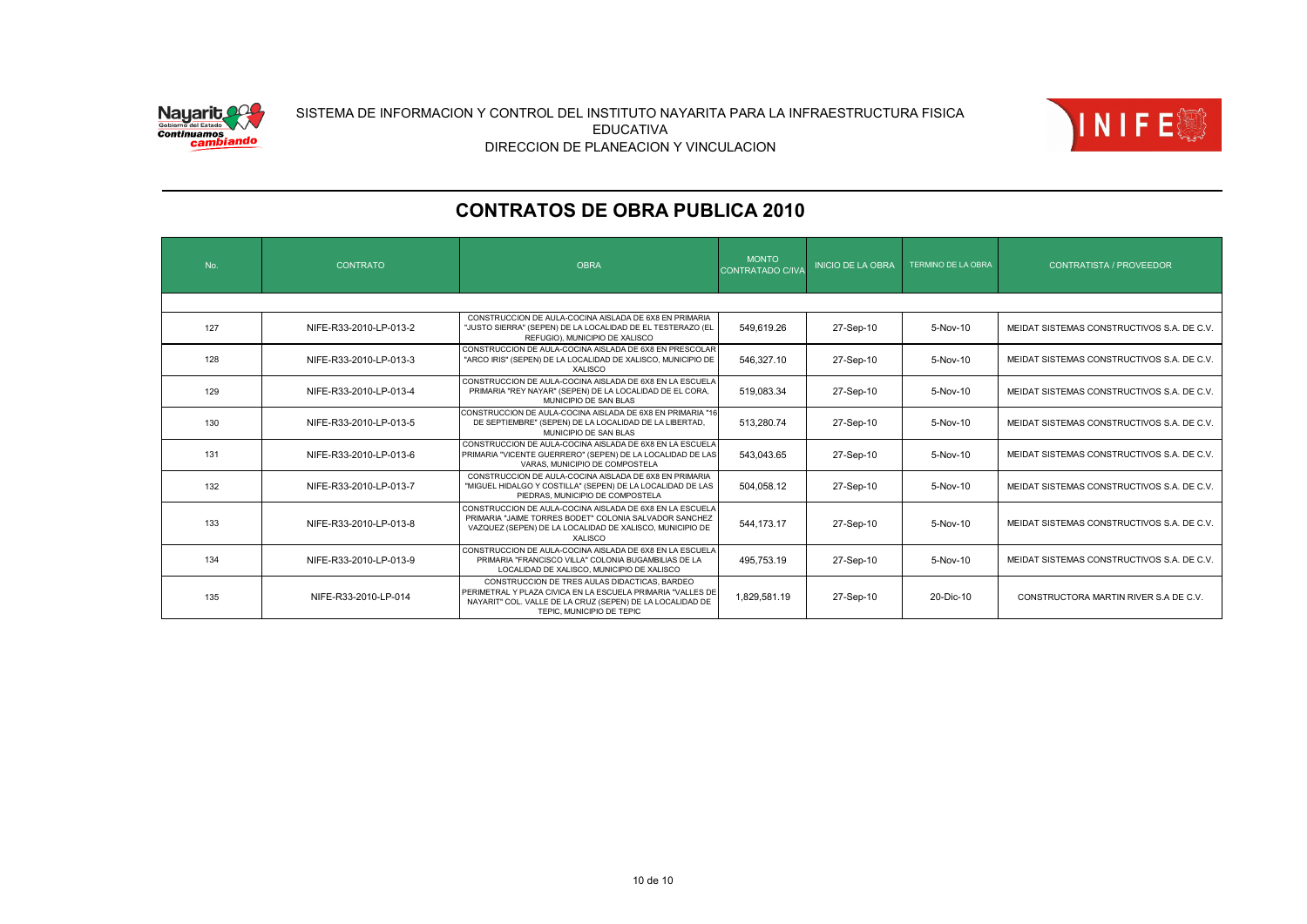SISTEMA DE INFORMACION Y CONTROL DEL INSTITUTO NAYARITA PARA LA INFRAESTRUCTURA FISICA EDUCATIVA
DIRECCION DE PLANEACION Y VINCULACION

# CONTRATOS DE OBRA PUBLICA 2010

| No. | CONTRATO | OBRA | MONTO CONTRATADO C/IVA | INICIO DE LA OBRA | TERMINO DE LA OBRA | CONTRATISTA / PROVEEDOR |
|---|---|---|---|---|---|---|
| 127 | NIFE-R33-2010-LP-013-2 | CONSTRUCCION DE AULA-COCINA AISLADA DE 6X8 EN PRIMARIA "JUSTO SIERRA" (SEPEN) DE LA LOCALIDAD DE EL TESTERAZO (EL REFUGIO), MUNICIPIO DE XALISCO | 549,619.26 | 27-Sep-10 | 5-Nov-10 | MEIDAT SISTEMAS CONSTRUCTIVOS S.A. DE C.V. |
| 128 | NIFE-R33-2010-LP-013-3 | CONSTRUCCION DE AULA-COCINA AISLADA DE 6X8 EN PRESCOLAR "ARCO IRIS" (SEPEN) DE LA LOCALIDAD DE XALISCO, MUNICIPIO DE XALISCO | 546,327.10 | 27-Sep-10 | 5-Nov-10 | MEIDAT SISTEMAS CONSTRUCTIVOS S.A. DE C.V. |
| 129 | NIFE-R33-2010-LP-013-4 | CONSTRUCCION DE AULA-COCINA AISLADA DE 6X8 EN LA ESCUELA PRIMARIA "REY NAYAR" (SEPEN) DE LA LOCALIDAD DE EL CORA, MUNICIPIO DE SAN BLAS | 519,083.34 | 27-Sep-10 | 5-Nov-10 | MEIDAT SISTEMAS CONSTRUCTIVOS S.A. DE C.V. |
| 130 | NIFE-R33-2010-LP-013-5 | CONSTRUCCION DE AULA-COCINA AISLADA DE 6X8 EN PRIMARIA "16 DE SEPTIEMBRE" (SEPEN) DE LA LOCALIDAD DE LA LIBERTAD, MUNICIPIO DE SAN BLAS | 513,280.74 | 27-Sep-10 | 5-Nov-10 | MEIDAT SISTEMAS CONSTRUCTIVOS S.A. DE C.V. |
| 131 | NIFE-R33-2010-LP-013-6 | CONSTRUCCION DE AULA-COCINA AISLADA DE 6X8 EN LA ESCUELA PRIMARIA "VICENTE GUERRERO" (SEPEN) DE LA LOCALIDAD DE LAS VARAS, MUNICIPIO DE COMPOSTELA | 543,043.65 | 27-Sep-10 | 5-Nov-10 | MEIDAT SISTEMAS CONSTRUCTIVOS S.A. DE C.V. |
| 132 | NIFE-R33-2010-LP-013-7 | CONSTRUCCION DE AULA-COCINA AISLADA DE 6X8 EN PRIMARIA "MIGUEL HIDALGO Y COSTILLA" (SEPEN) DE LA LOCALIDAD DE LAS PIEDRAS, MUNICIPIO DE COMPOSTELA | 504,058.12 | 27-Sep-10 | 5-Nov-10 | MEIDAT SISTEMAS CONSTRUCTIVOS S.A. DE C.V. |
| 133 | NIFE-R33-2010-LP-013-8 | CONSTRUCCION DE AULA-COCINA AISLADA DE 6X8 EN LA ESCUELA PRIMARIA "JAIME TORRES BODET" COLONIA SALVADOR SANCHEZ VAZQUEZ (SEPEN) DE LA LOCALIDAD DE XALISCO, MUNICIPIO DE XALISCO | 544,173.17 | 27-Sep-10 | 5-Nov-10 | MEIDAT SISTEMAS CONSTRUCTIVOS S.A. DE C.V. |
| 134 | NIFE-R33-2010-LP-013-9 | CONSTRUCCION DE AULA-COCINA AISLADA DE 6X8 EN LA ESCUELA PRIMARIA "FRANCISCO VILLA" COLONIA BUGAMBILIAS DE LA LOCALIDAD DE XALISCO, MUNICIPIO DE XALISCO | 495,753.19 | 27-Sep-10 | 5-Nov-10 | MEIDAT SISTEMAS CONSTRUCTIVOS S.A. DE C.V. |
| 135 | NIFE-R33-2010-LP-014 | CONSTRUCCION DE TRES AULAS DIDACTICAS, BARDEO PERIMETRAL Y PLAZA CIVICA EN LA ESCUELA PRIMARIA "VALLES DE NAYARIT" COL. VALLE DE LA CRUZ (SEPEN) DE LA LOCALIDAD DE TEPIC, MUNICIPIO DE TEPIC | 1,829,581.19 | 27-Sep-10 | 20-Dic-10 | CONSTRUCTORA MARTIN RIVER S.A DE C.V. |